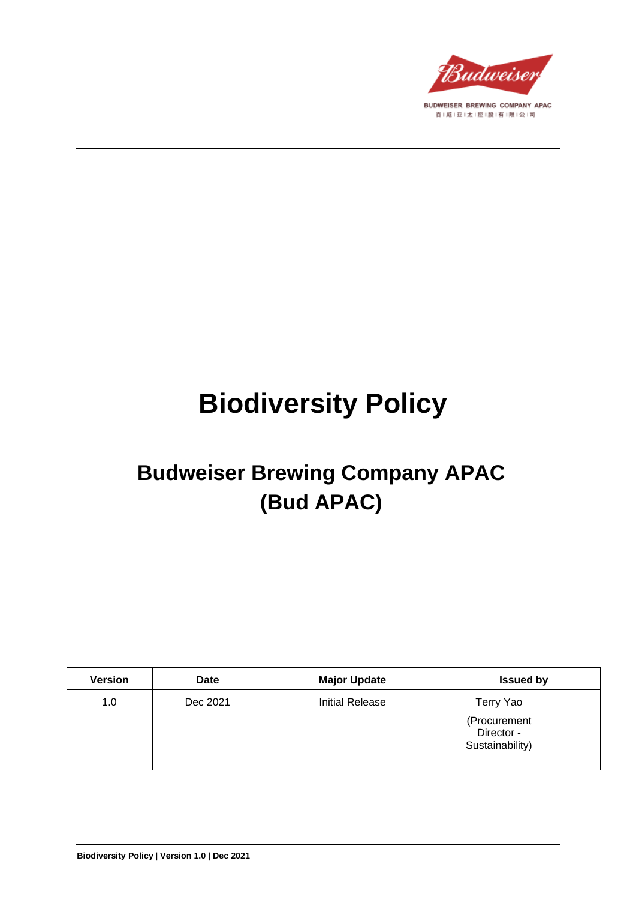BUDWEISER BREWING COMPANY APAC
百威亚太控股有限公司

# Biodiversity Policy

## Budweiser Brewing Company APAC (Bud APAC)

| Version | Date | Major Update | Issued by |
|---|---|---|---|
| 1.0 | Dec 2021 | Initial Release | Terry Yao (Procurement Director - Sustainability) |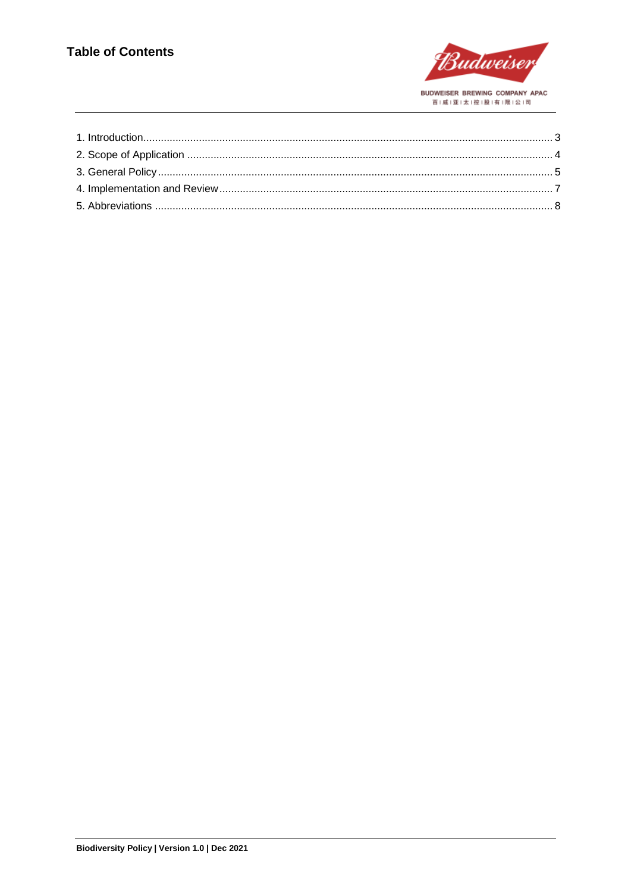## Table of Contents

1. Introduction ........................................................ 3
2. Scope of Application ........................................................ 4
3. General Policy ........................................................ 5
4. Implementation and Review ........................................................ 7
5. Abbreviations ........................................................ 8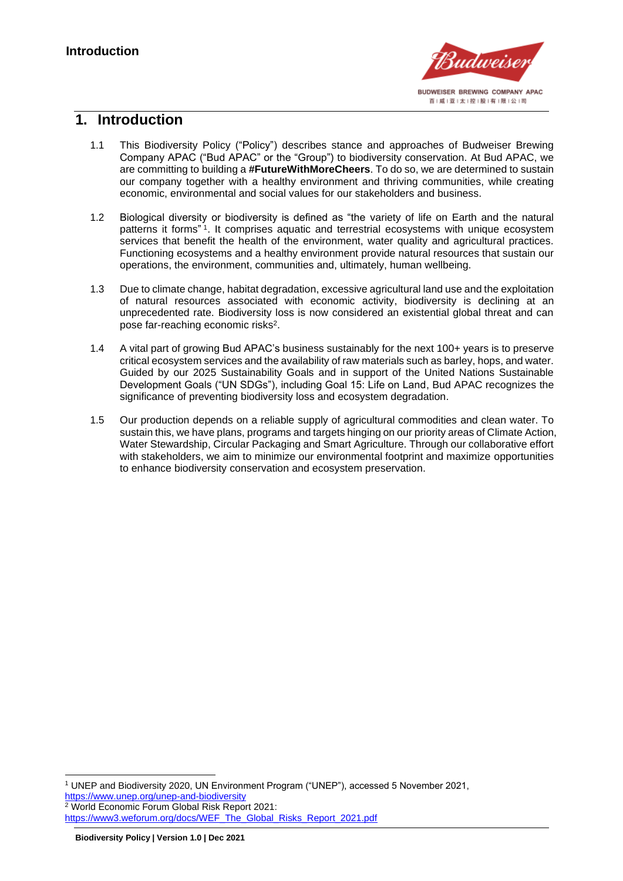# 1. Introduction

1.1 This Biodiversity Policy ("Policy") describes stance and approaches of Budweiser Brewing Company APAC ("Bud APAC" or the "Group") to biodiversity conservation. At Bud APAC, we are committing to building a **#FutureWithMoreCheers**. To do so, we are determined to sustain our company together with a healthy environment and thriving communities, while creating economic, environmental and social values for our stakeholders and business.

1.2 Biological diversity or biodiversity is defined as "the variety of life on Earth and the natural patterns it forms"[1]. It comprises aquatic and terrestrial ecosystems with unique ecosystem services that benefit the health of the environment, water quality and agricultural practices. Functioning ecosystems and a healthy environment provide natural resources that sustain our operations, the environment, communities and, ultimately, human wellbeing.

1.3 Due to climate change, habitat degradation, excessive agricultural land use and the exploitation of natural resources associated with economic activity, biodiversity is declining at an unprecedented rate. Biodiversity loss is now considered an existential global threat and can pose far-reaching economic risks[2].

1.4 A vital part of growing Bud APAC's business sustainably for the next 100+ years is to preserve critical ecosystem services and the availability of raw materials such as barley, hops, and water. Guided by our 2025 Sustainability Goals and in support of the United Nations Sustainable Development Goals ("UN SDGs"), including Goal 15: Life on Land, Bud APAC recognizes the significance of preventing biodiversity loss and ecosystem degradation.

1.5 Our production depends on a reliable supply of agricultural commodities and clean water. To sustain this, we have plans, programs and targets hinging on our priority areas of Climate Action, Water Stewardship, Circular Packaging and Smart Agriculture. Through our collaborative effort with stakeholders, we aim to minimize our environmental footprint and maximize opportunities to enhance biodiversity conservation and ecosystem preservation.

---

[1] UNEP and Biodiversity 2020, UN Environment Program ("UNEP"), accessed 5 November 2021, https://www.unep.org/unep-and-biodiversity

[2] World Economic Forum Global Risk Report 2021: https://www3.weforum.org/docs/WEF_The_Global_Risks_Report_2021.pdf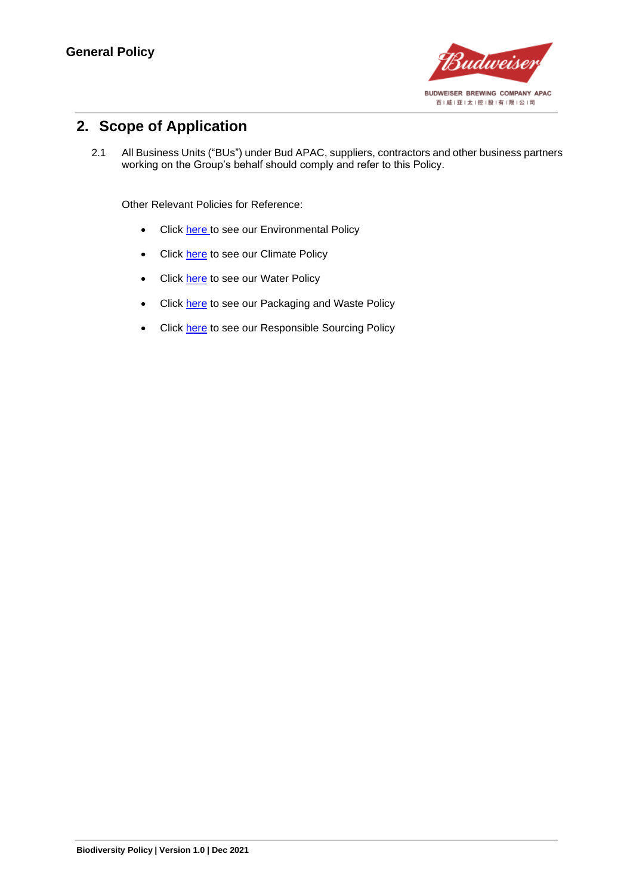## 2. Scope of Application

2.1 All Business Units ("BUs") under Bud APAC, suppliers, contractors and other business partners working on the Group's behalf should comply and refer to this Policy.

Other Relevant Policies for Reference:

- Click here to see our Environmental Policy
- Click here to see our Climate Policy
- Click here to see our Water Policy
- Click here to see our Packaging and Waste Policy
- Click here to see our Responsible Sourcing Policy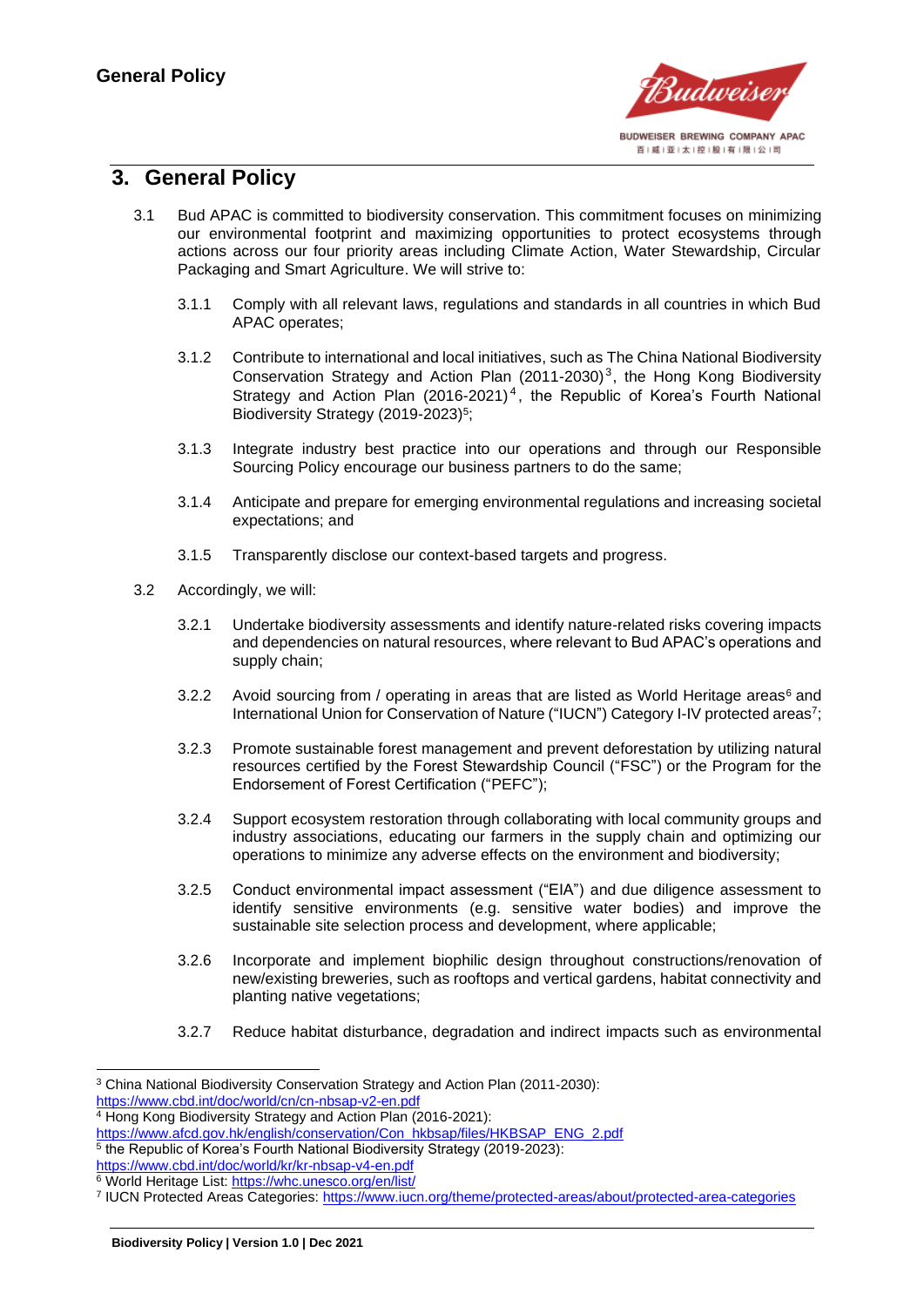## 3. General Policy

3.1 Bud APAC is committed to biodiversity conservation. This commitment focuses on minimizing our environmental footprint and maximizing opportunities to protect ecosystems through actions across our four priority areas including Climate Action, Water Stewardship, Circular Packaging and Smart Agriculture. We will strive to:

3.1.1 Comply with all relevant laws, regulations and standards in all countries in which Bud APAC operates;

3.1.2 Contribute to international and local initiatives, such as The China National Biodiversity Conservation Strategy and Action Plan (2011-2030)[3], the Hong Kong Biodiversity Strategy and Action Plan (2016-2021)[4], the Republic of Korea's Fourth National Biodiversity Strategy (2019-2023)[5];

3.1.3 Integrate industry best practice into our operations and through our Responsible Sourcing Policy encourage our business partners to do the same;

3.1.4 Anticipate and prepare for emerging environmental regulations and increasing societal expectations; and

3.1.5 Transparently disclose our context-based targets and progress.

3.2 Accordingly, we will:

3.2.1 Undertake biodiversity assessments and identify nature-related risks covering impacts and dependencies on natural resources, where relevant to Bud APAC's operations and supply chain;

3.2.2 Avoid sourcing from / operating in areas that are listed as World Heritage areas[6] and International Union for Conservation of Nature ("IUCN") Category I-IV protected areas[7];

3.2.3 Promote sustainable forest management and prevent deforestation by utilizing natural resources certified by the Forest Stewardship Council ("FSC") or the Program for the Endorsement of Forest Certification ("PEFC");

3.2.4 Support ecosystem restoration through collaborating with local community groups and industry associations, educating our farmers in the supply chain and optimizing our operations to minimize any adverse effects on the environment and biodiversity;

3.2.5 Conduct environmental impact assessment ("EIA") and due diligence assessment to identify sensitive environments (e.g. sensitive water bodies) and improve the sustainable site selection process and development, where applicable;

3.2.6 Incorporate and implement biophilic design throughout constructions/renovation of new/existing breweries, such as rooftops and vertical gardens, habitat connectivity and planting native vegetations;

3.2.7 Reduce habitat disturbance, degradation and indirect impacts such as environmental

---

[3] China National Biodiversity Conservation Strategy and Action Plan (2011-2030): https://www.cbd.int/doc/world/cn/cn-nbsap-v2-en.pdf

[4] Hong Kong Biodiversity Strategy and Action Plan (2016-2021): https://www.afcd.gov.hk/english/conservation/Con_hkbsap/files/HKBSAP_ENG_2.pdf

[5] the Republic of Korea's Fourth National Biodiversity Strategy (2019-2023): https://www.cbd.int/doc/world/kr/kr-nbsap-v4-en.pdf

[6] World Heritage List: https://whc.unesco.org/en/list/

[7] IUCN Protected Areas Categories: https://www.iucn.org/theme/protected-areas/about/protected-area-categories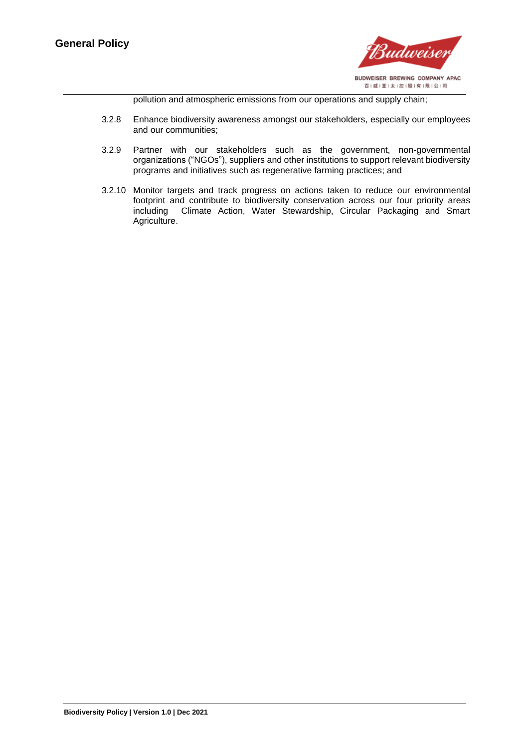pollution and atmospheric emissions from our operations and supply chain;

3.2.8 Enhance biodiversity awareness amongst our stakeholders, especially our employees and our communities;

3.2.9 Partner with our stakeholders such as the government, non-governmental organizations ("NGOs"), suppliers and other institutions to support relevant biodiversity programs and initiatives such as regenerative farming practices; and

3.2.10 Monitor targets and track progress on actions taken to reduce our environmental footprint and contribute to biodiversity conservation across our four priority areas including Climate Action, Water Stewardship, Circular Packaging and Smart Agriculture.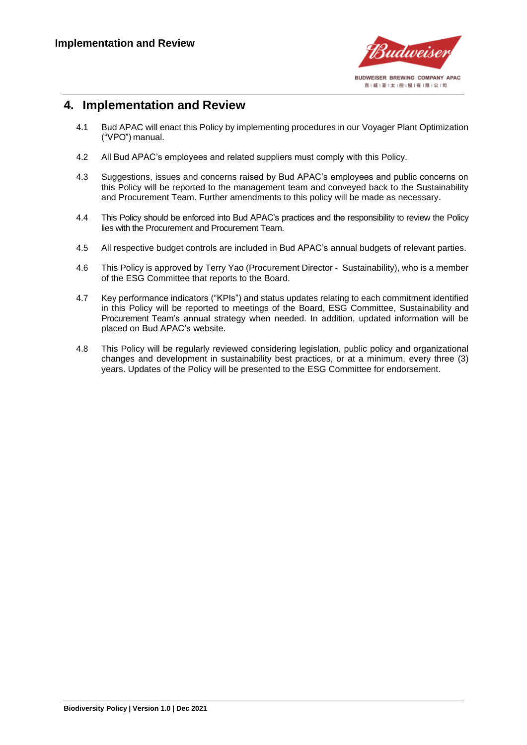## 4. Implementation and Review

4.1 Bud APAC will enact this Policy by implementing procedures in our Voyager Plant Optimization ("VPO") manual.

4.2 All Bud APAC's employees and related suppliers must comply with this Policy.

4.3 Suggestions, issues and concerns raised by Bud APAC's employees and public concerns on this Policy will be reported to the management team and conveyed back to the Sustainability and Procurement Team. Further amendments to this policy will be made as necessary.

4.4 This Policy should be enforced into Bud APAC's practices and the responsibility to review the Policy lies with the Procurement and Procurement Team.

4.5 All respective budget controls are included in Bud APAC's annual budgets of relevant parties.

4.6 This Policy is approved by Terry Yao (Procurement Director - Sustainability), who is a member of the ESG Committee that reports to the Board.

4.7 Key performance indicators ("KPIs") and status updates relating to each commitment identified in this Policy will be reported to meetings of the Board, ESG Committee, Sustainability and Procurement Team's annual strategy when needed. In addition, updated information will be placed on Bud APAC's website.

4.8 This Policy will be regularly reviewed considering legislation, public policy and organizational changes and development in sustainability best practices, or at a minimum, every three (3) years. Updates of the Policy will be presented to the ESG Committee for endorsement.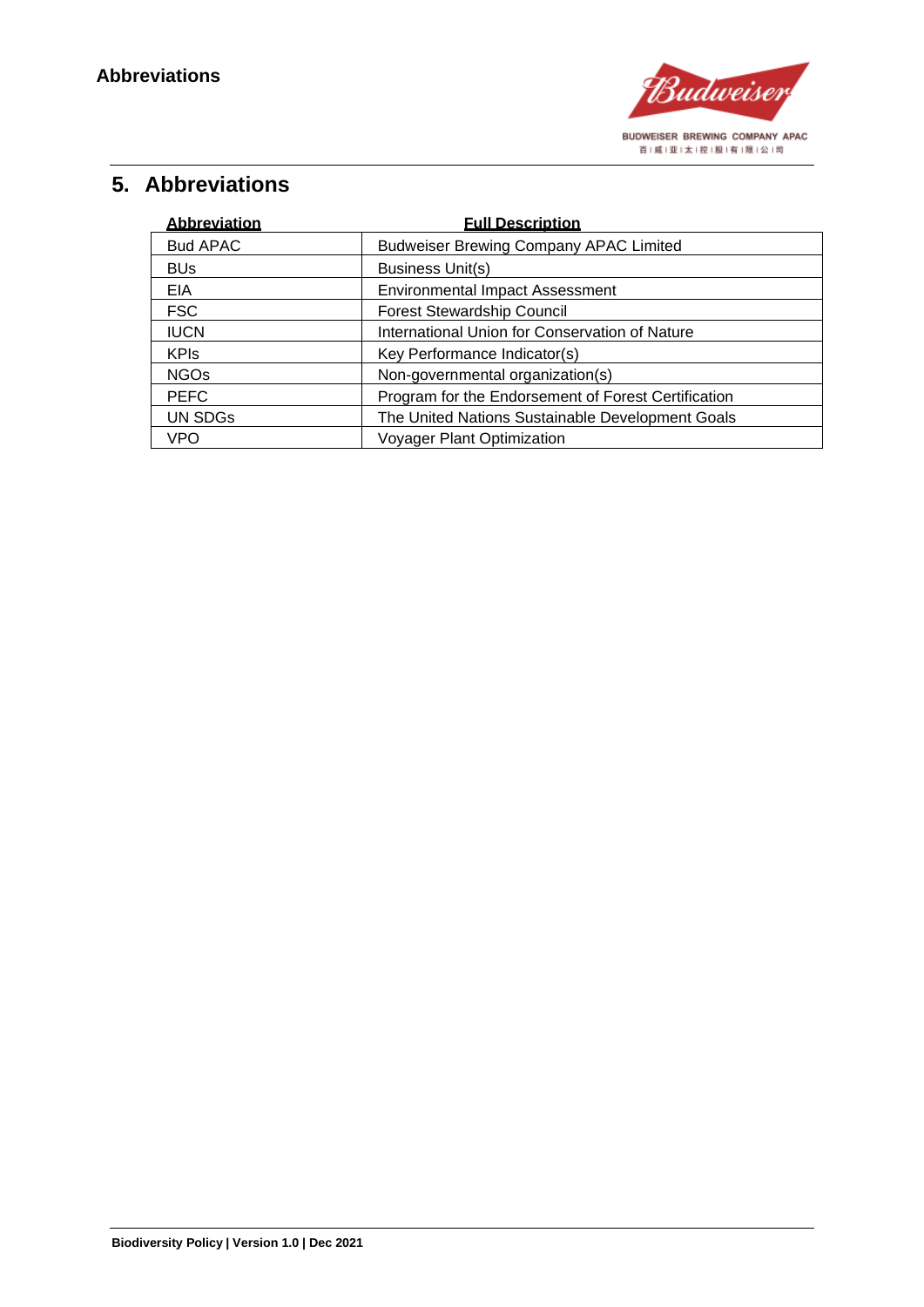## 5. Abbreviations

| Abbreviation | Full Description |
|---|---|
| Bud APAC | Budweiser Brewing Company APAC Limited |
| BUs | Business Unit(s) |
| EIA | Environmental Impact Assessment |
| FSC | Forest Stewardship Council |
| IUCN | International Union for Conservation of Nature |
| KPIs | Key Performance Indicator(s) |
| NGOs | Non-governmental organization(s) |
| PEFC | Program for the Endorsement of Forest Certification |
| UN SDGs | The United Nations Sustainable Development Goals |
| VPO | Voyager Plant Optimization |